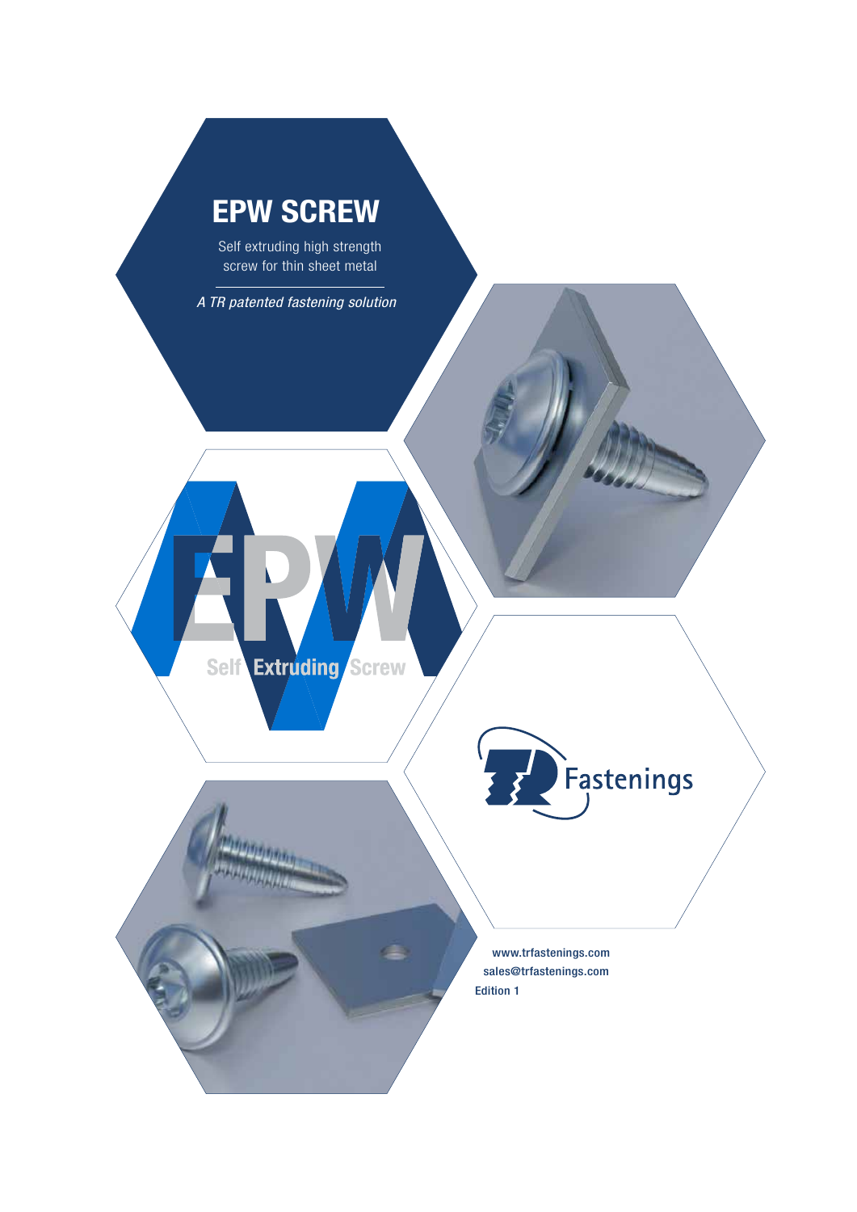# EPW SCREW

Self extruding high strength screw for thin sheet metal

*A TR patented fastening solution*

EPW

Self Extruding Screw

TR Fastenings

**www.trfastenings.com**
**sales@trfastenings.com**
**Edition 1**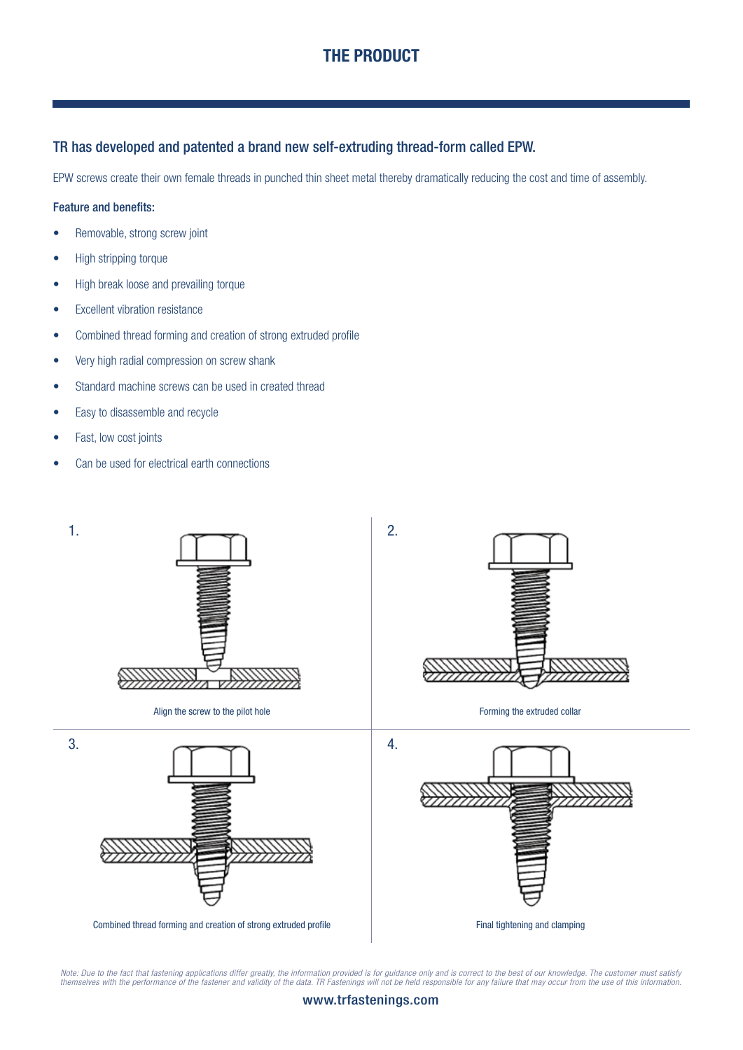# THE PRODUCT

## TR has developed and patented a brand new self-extruding thread-form called EPW.

EPW screws create their own female threads in punched thin sheet metal thereby dramatically reducing the cost and time of assembly.

### Feature and benefits:

- Removable, strong screw joint
- High stripping torque
- High break loose and prevailing torque
- Excellent vibration resistance
- Combined thread forming and creation of strong extruded profile
- Very high radial compression on screw shank
- Standard machine screws can be used in created thread
- Easy to disassemble and recycle
- Fast, low cost joints
- Can be used for electrical earth connections

1. Align the screw to the pilot hole

2. Forming the extruded collar

3. Combined thread forming and creation of strong extruded profile

4. Final tightening and clamping

*Note: Due to the fact that fastening applications differ greatly, the information provided is for guidance only and is correct to the best of our knowledge. The customer must satisfy themselves with the performance of the fastener and validity of the data. TR Fastenings will not be held responsible for any failure that may occur from the use of this information.*

www.trfastenings.com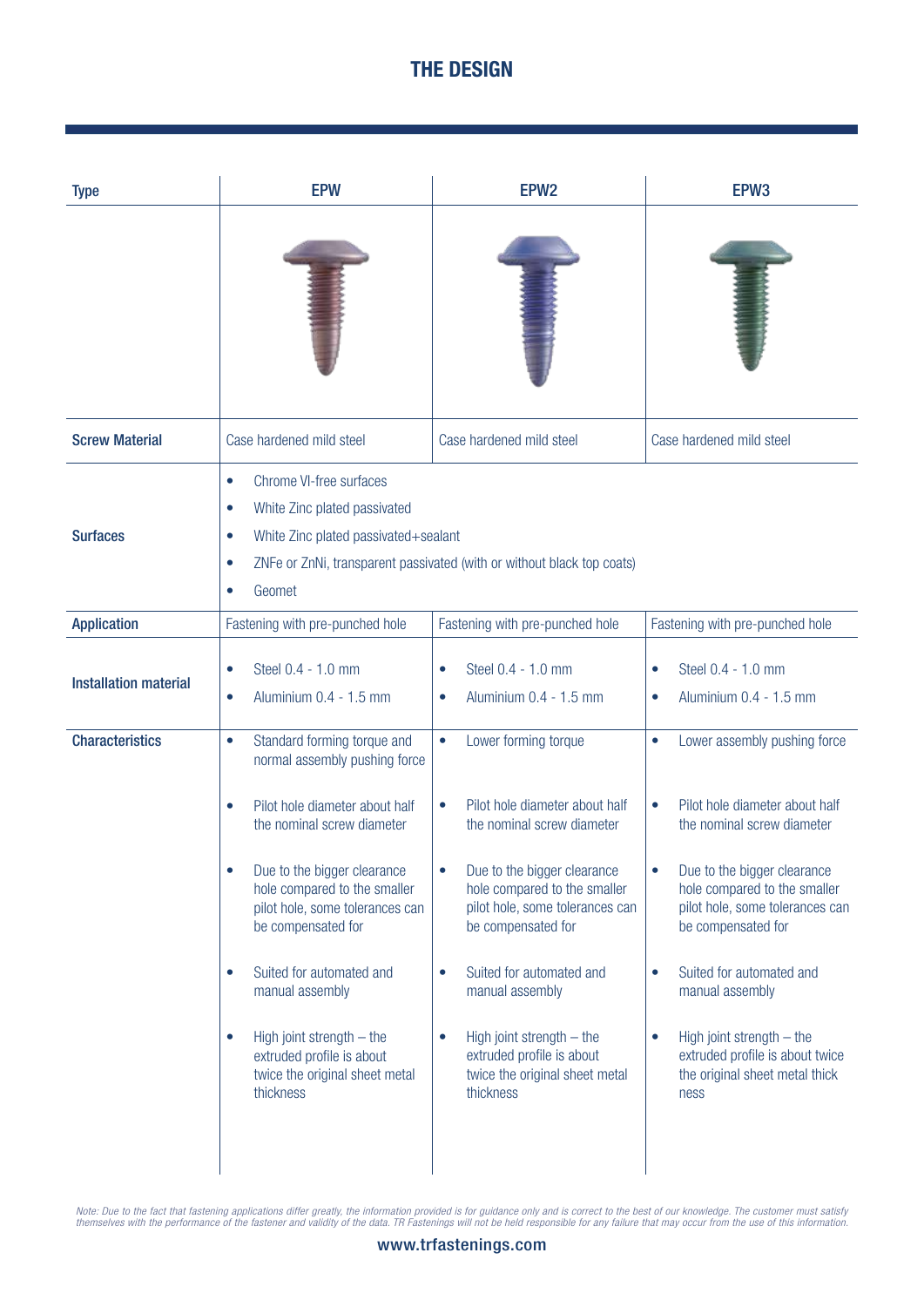# THE DESIGN

| Type | EPW | EPW2 | EPW3 |
|---|---|---|---|
| Screw Material | Case hardened mild steel | Case hardened mild steel | Case hardened mild steel |
| Surfaces | • Chrome VI-free surfaces<br>• White Zinc plated passivated<br>• White Zinc plated passivated+sealant<br>• ZNFe or ZnNi, transparent passivated (with or without black top coats)<br>• Geomet | | |
| Application | Fastening with pre-punched hole | Fastening with pre-punched hole | Fastening with pre-punched hole |
| Installation material | • Steel 0.4 - 1.0 mm<br>• Aluminium 0.4 - 1.5 mm | • Steel 0.4 - 1.0 mm<br>• Aluminium 0.4 - 1.5 mm | • Steel 0.4 - 1.0 mm<br>• Aluminium 0.4 - 1.5 mm |
| Characteristics | • Standard forming torque and normal assembly pushing force<br>• Pilot hole diameter about half the nominal screw diameter<br>• Due to the bigger clearance hole compared to the smaller pilot hole, some tolerances can be compensated for<br>• Suited for automated and manual assembly<br>• High joint strength – the extruded profile is about twice the original sheet metal thickness | • Lower forming torque<br>• Pilot hole diameter about half the nominal screw diameter<br>• Due to the bigger clearance hole compared to the smaller pilot hole, some tolerances can be compensated for<br>• Suited for automated and manual assembly<br>• High joint strength – the extruded profile is about twice the original sheet metal thickness | • Lower assembly pushing force<br>• Pilot hole diameter about half the nominal screw diameter<br>• Due to the bigger clearance hole compared to the smaller pilot hole, some tolerances can be compensated for<br>• Suited for automated and manual assembly<br>• High joint strength – the extruded profile is about twice the original sheet metal thick ness |

*Note: Due to the fact that fastening applications differ greatly, the information provided is for guidance only and is correct to the best of our knowledge. The customer must satisfy themselves with the performance of the fastener and validity of the data. TR Fastenings will not be held responsible for any failure that may occur from the use of this information.*

www.trfastenings.com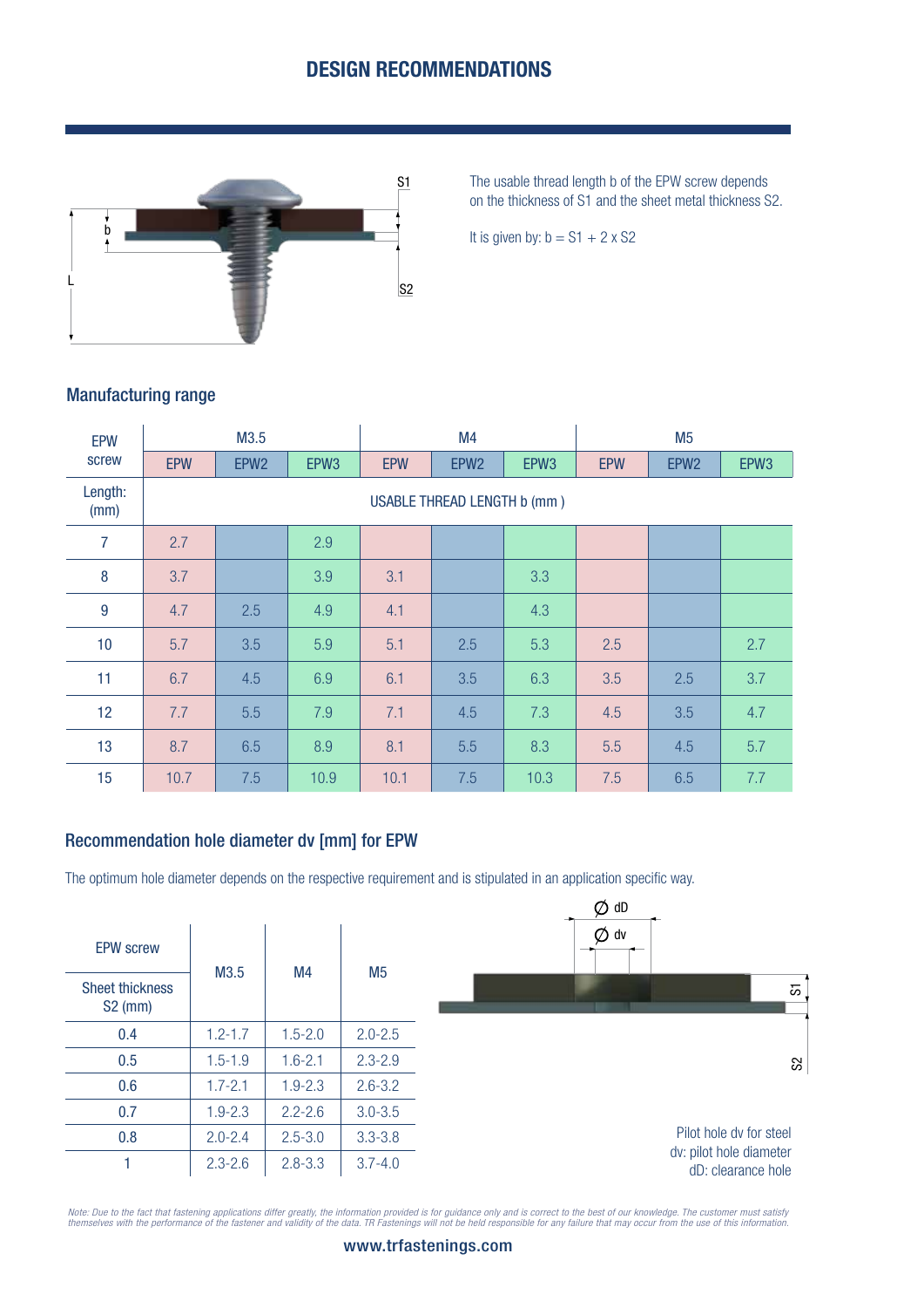# DESIGN RECOMMENDATIONS

The usable thread length b of the EPW screw depends on the thickness of S1 and the sheet metal thickness S2.

It is given by: $b = S1 + 2 \times S2$

## Manufacturing range

| EPW screw | M3.5 | | | M4 | | | M5 | | |
|---|---|---|---|---|---|---|---|---|---|
| | EPW | EPW2 | EPW3 | EPW | EPW2 | EPW3 | EPW | EPW2 | EPW3 |
| Length: (mm) | USABLE THREAD LENGTH b (mm ) | | | | | | | | |
| 7 | 2.7 | | 2.9 | | | | | | |
| 8 | 3.7 | | 3.9 | 3.1 | | 3.3 | | | |
| 9 | 4.7 | 2.5 | 4.9 | 4.1 | | 4.3 | | | |
| 10 | 5.7 | 3.5 | 5.9 | 5.1 | 2.5 | 5.3 | 2.5 | | 2.7 |
| 11 | 6.7 | 4.5 | 6.9 | 6.1 | 3.5 | 6.3 | 3.5 | 2.5 | 3.7 |
| 12 | 7.7 | 5.5 | 7.9 | 7.1 | 4.5 | 7.3 | 4.5 | 3.5 | 4.7 |
| 13 | 8.7 | 6.5 | 8.9 | 8.1 | 5.5 | 8.3 | 5.5 | 4.5 | 5.7 |
| 15 | 10.7 | 7.5 | 10.9 | 10.1 | 7.5 | 10.3 | 7.5 | 6.5 | 7.7 |

## Recommendation hole diameter dv [mm] for EPW

The optimum hole diameter depends on the respective requirement and is stipulated in an application specific way.

| EPW screw / Sheet thickness S2 (mm) | M3.5 | M4 | M5 |
|---|---|---|---|
| 0.4 | 1.2-1.7 | 1.5-2.0 | 2.0-2.5 |
| 0.5 | 1.5-1.9 | 1.6-2.1 | 2.3-2.9 |
| 0.6 | 1.7-2.1 | 1.9-2.3 | 2.6-3.2 |
| 0.7 | 1.9-2.3 | 2.2-2.6 | 3.0-3.5 |
| 0.8 | 2.0-2.4 | 2.5-3.0 | 3.3-3.8 |
| 1 | 2.3-2.6 | 2.8-3.3 | 3.7-4.0 |

Pilot hole dv for steel
dv: pilot hole diameter
dD: clearance hole

*Note: Due to the fact that fastening applications differ greatly, the information provided is for guidance only and is correct to the best of our knowledge. The customer must satisfy themselves with the performance of the fastener and validity of the data. TR Fastenings will not be held responsible for any failure that may occur from the use of this information.*

www.trfastenings.com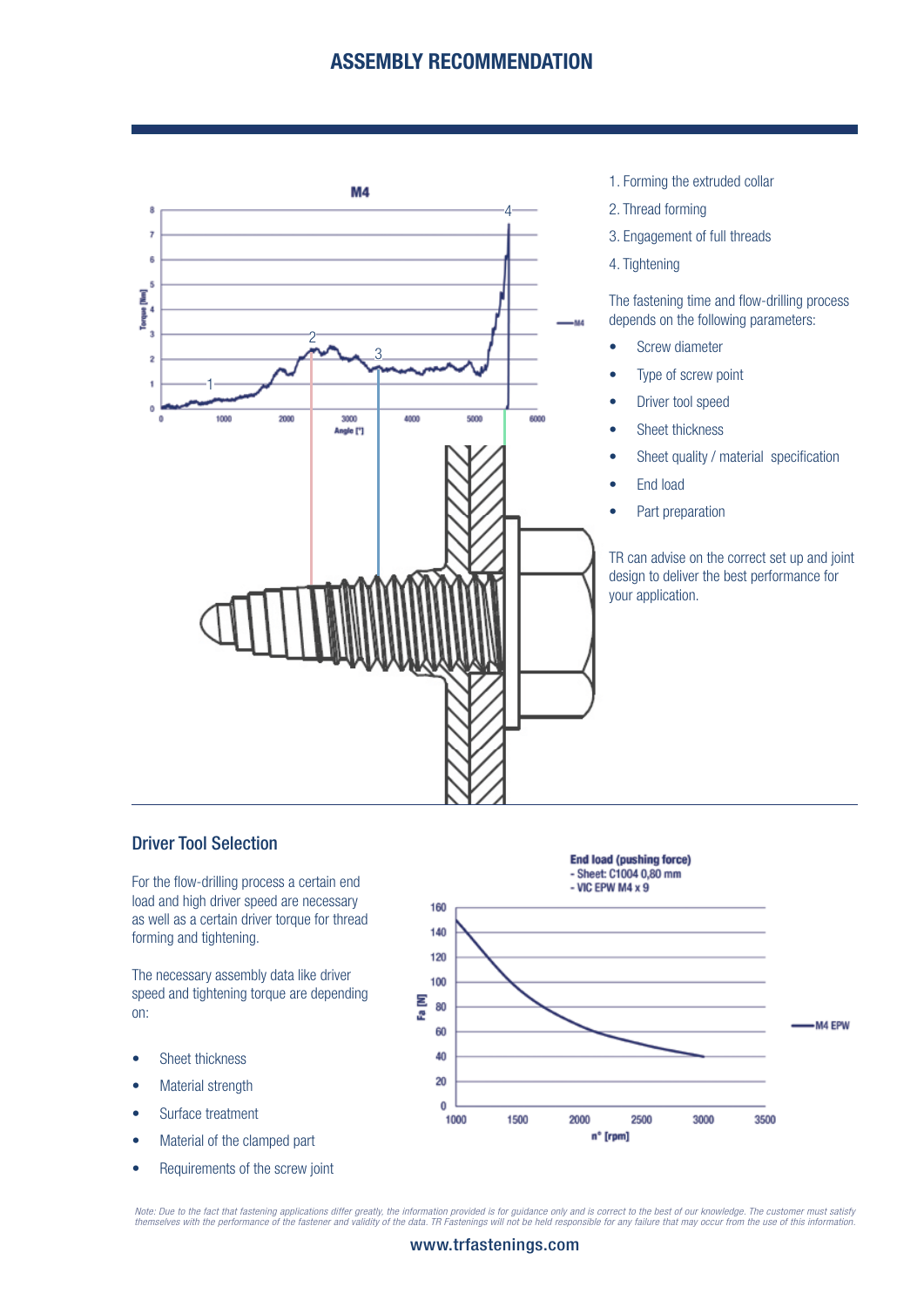# ASSEMBLY RECOMMENDATION

1. Forming the extruded collar
2. Thread forming
3. Engagement of full threads
4. Tightening

The fastening time and flow-drilling process depends on the following parameters:

- Screw diameter
- Type of screw point
- Driver tool speed
- Sheet thickness
- Sheet quality / material specification
- End load
- Part preparation

TR can advise on the correct set up and joint design to deliver the best performance for your application.

## Driver Tool Selection

For the flow-drilling process a certain end load and high driver speed are necessary as well as a certain driver torque for thread forming and tightening.

The necessary assembly data like driver speed and tightening torque are depending on:

- Sheet thickness
- Material strength
- Surface treatment
- Material of the clamped part
- Requirements of the screw joint

*Note: Due to the fact that fastening applications differ greatly, the information provided is for guidance only and is correct to the best of our knowledge. The customer must satisfy themselves with the performance of the fastener and validity of the data. TR Fastenings will not be held responsible for any failure that may occur from the use of this information.*

www.trfastenings.com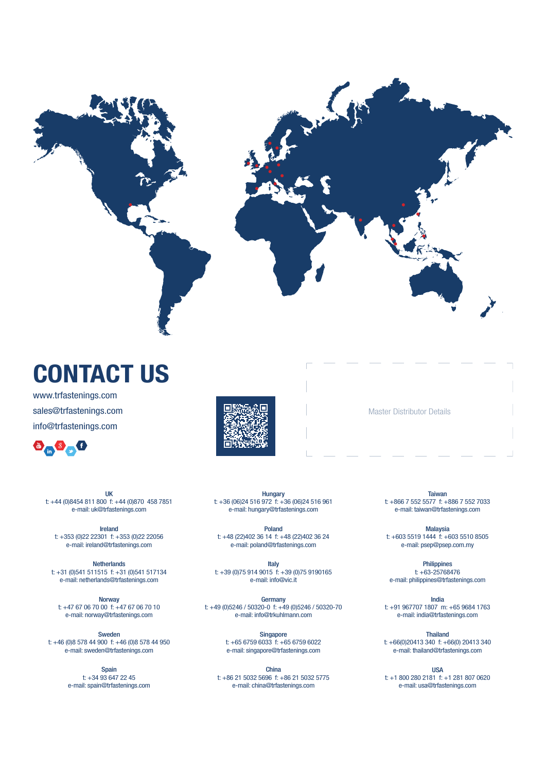# CONTACT US

www.trfastenings.com

sales@trfastenings.com

info@trfastenings.com

Master Distributor Details

**UK**
t: +44 (0)8454 811 800 f: +44 (0)870 458 7851
e-mail: uk@trfastenings.com

**Ireland**
t: +353 (0)22 22301 f: +353 (0)22 22056
e-mail: ireland@trfastenings.com

**Netherlands**
t: +31 (0)541 511515 f: +31 (0)541 517134
e-mail: netherlands@trfastenings.com

**Norway**
t: +47 67 06 70 00 f: +47 67 06 70 10
e-mail: norway@trfastenings.com

**Sweden**
t: +46 (0)8 578 44 900 f: +46 (0)8 578 44 950
e-mail: sweden@trfastenings.com

**Spain**
t: +34 93 647 22 45
e-mail: spain@trfastenings.com

**Hungary**
t: +36 (06)24 516 972 f: +36 (06)24 516 961
e-mail: hungary@trfastenings.com

**Poland**
t: +48 (22)402 36 14 f: +48 (22)402 36 24
e-mail: poland@trfastenings.com

**Italy**
t: +39 (0)75 914 9015 f: +39 (0)75 9190165
e-mail: info@vic.it

**Germany**
t: +49 (0)5246 / 50320-0 f: +49 (0)5246 / 50320-70
e-mail: info@trkuhlmann.com

**Singapore**
t: +65 6759 6033 f: +65 6759 6022
e-mail: singapore@trfastenings.com

**China**
t: +86 21 5032 5696 f: +86 21 5032 5775
e-mail: china@trfastenings.com

**Taiwan**
t: +866 7 552 5577 f: +886 7 552 7033
e-mail: taiwan@trfastenings.com

**Malaysia**
t: +603 5519 1444 f: +603 5510 8505
e-mail: psep@psep.com.my

**Philippines**
t: +63-25768476
e-mail: philippines@trfastenings.com

**India**
t: +91 967707 1807 m: +65 9684 1763
e-mail: india@trfastenings.com

**Thailand**
t: +66(0)20413 340 f: +66(0) 20413 340
e-mail: thailand@trfastenings.com

**USA**
t: +1 800 280 2181 f: +1 281 807 0620
e-mail: usa@trfastenings.com